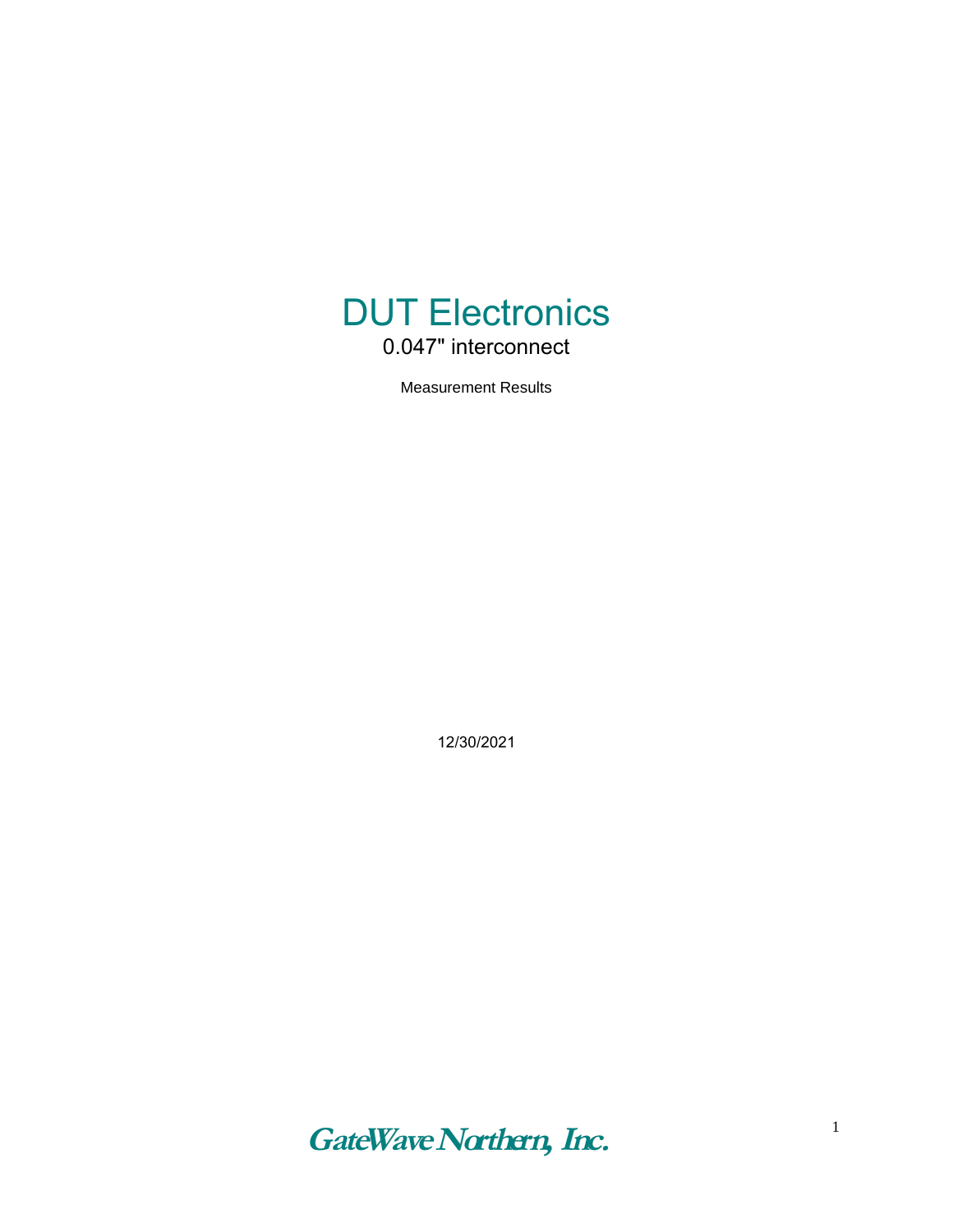# DUT Electronics

## 0.047" interconnect

Measurement Results

12/30/2021

GateWave Northern, Inc.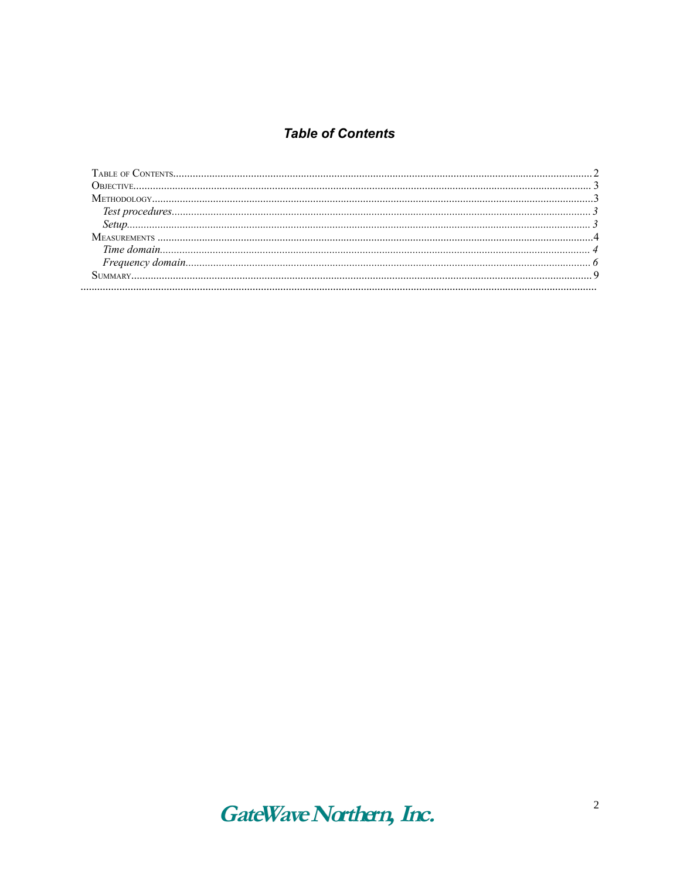## *Table of Contents*

TABLE OF CONTENTS.............................................................................................................................................2
OBJECTIVE.......................................................................................................................................................... 3
METHODOLOGY...................................................................................................................................................3
  *Test procedures................................................................................................................................................ 3*
  *Setup................................................................................................................................................................ 3*
MEASUREMENTS .................................................................................................................................................4
  *Time domain..................................................................................................................................................... 4*
  *Frequency domain............................................................................................................................................ 6*
SUMMARY........................................................................................................................................................... 9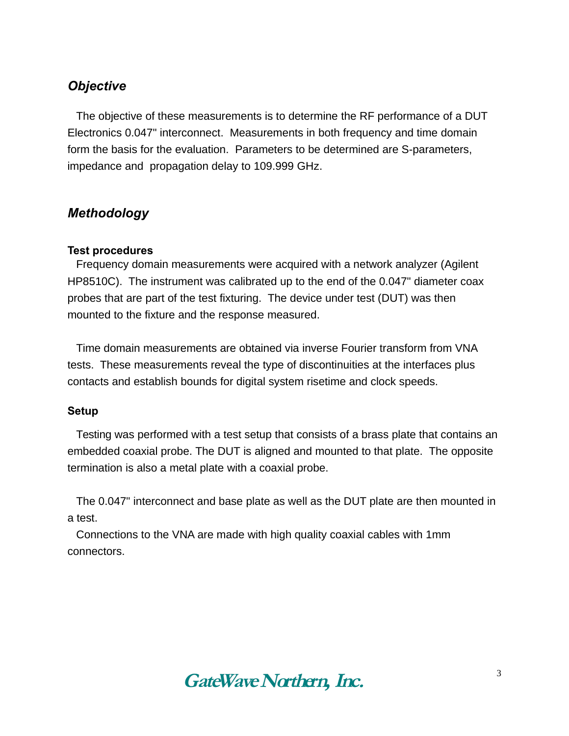## *Objective*

The objective of these measurements is to determine the RF performance of a DUT Electronics 0.047" interconnect. Measurements in both frequency and time domain form the basis for the evaluation. Parameters to be determined are S-parameters, impedance and propagation delay to 109.999 GHz.

## *Methodology*

### Test procedures

Frequency domain measurements were acquired with a network analyzer (Agilent HP8510C). The instrument was calibrated up to the end of the 0.047" diameter coax probes that are part of the test fixturing. The device under test (DUT) was then mounted to the fixture and the response measured.

Time domain measurements are obtained via inverse Fourier transform from VNA tests. These measurements reveal the type of discontinuities at the interfaces plus contacts and establish bounds for digital system risetime and clock speeds.

### Setup

Testing was performed with a test setup that consists of a brass plate that contains an embedded coaxial probe. The DUT is aligned and mounted to that plate. The opposite termination is also a metal plate with a coaxial probe.

The 0.047" interconnect and base plate as well as the DUT plate are then mounted in a test.

Connections to the VNA are made with high quality coaxial cables with 1mm connectors.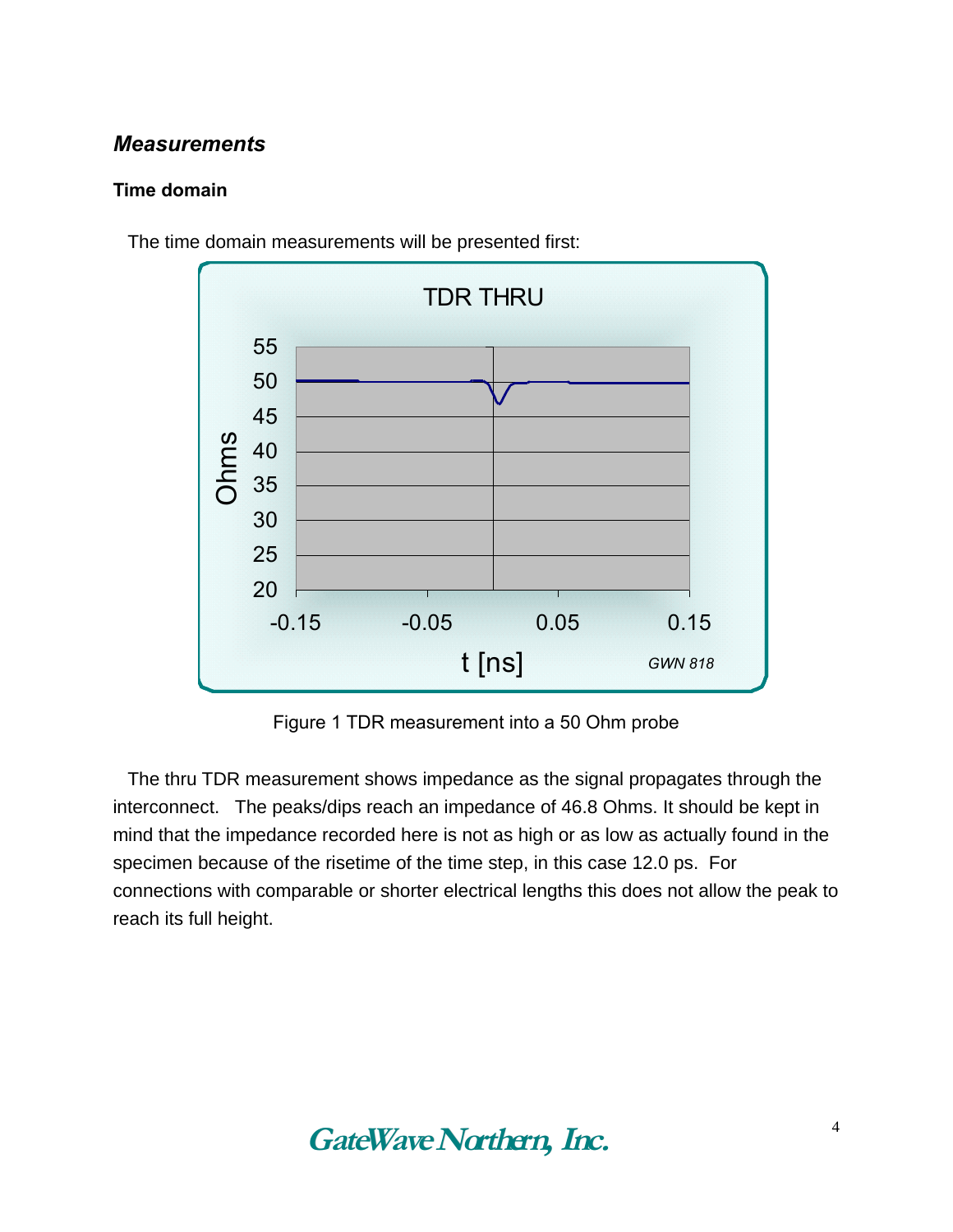### *Measurements*

#### Time domain

The time domain measurements will be presented first:

Figure 1 TDR measurement into a 50 Ohm probe

The thru TDR measurement shows impedance as the signal propagates through the interconnect. The peaks/dips reach an impedance of 46.8 Ohms. It should be kept in mind that the impedance recorded here is not as high or as low as actually found in the specimen because of the risetime of the time step, in this case 12.0 ps. For connections with comparable or shorter electrical lengths this does not allow the peak to reach its full height.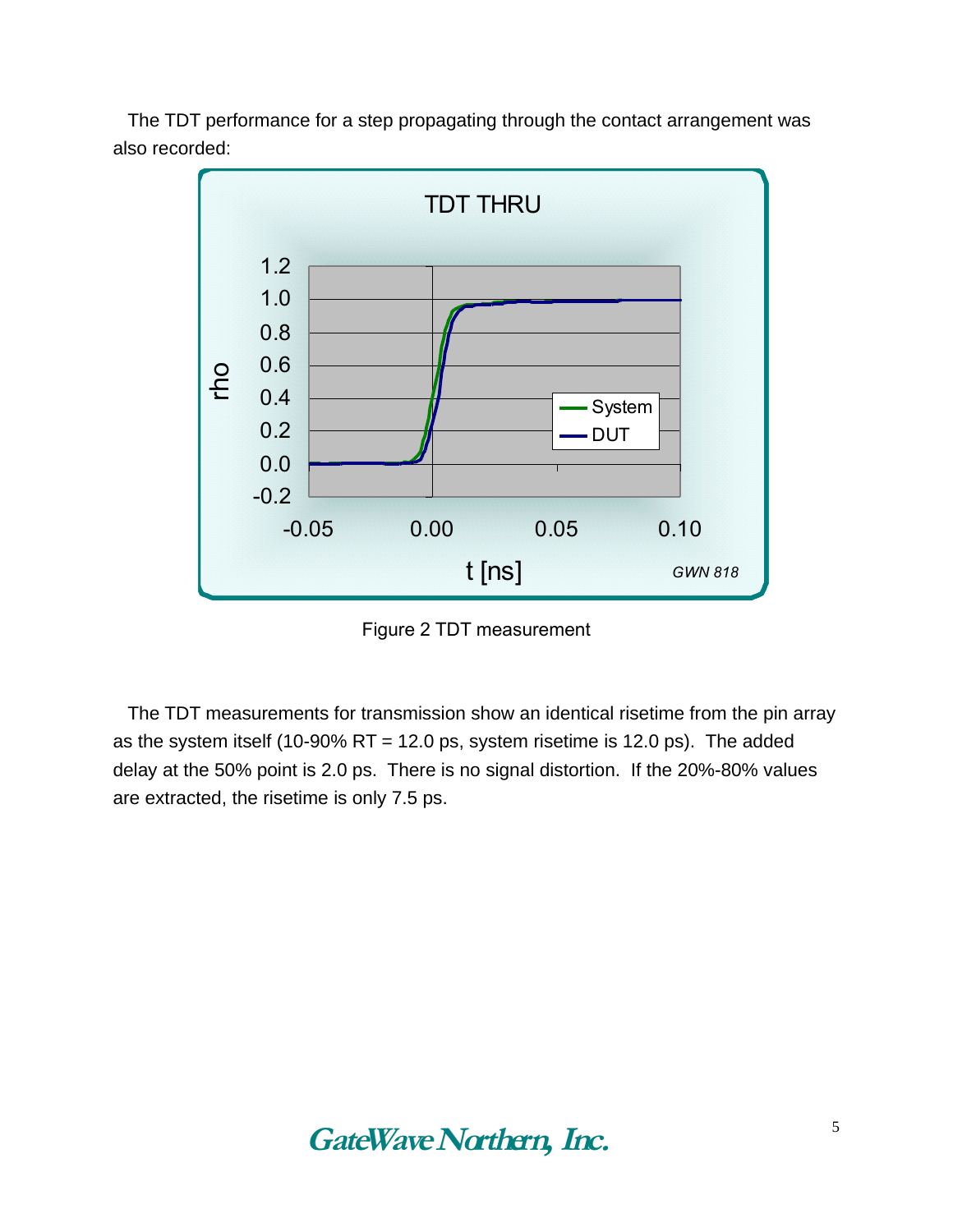The TDT performance for a step propagating through the contact arrangement was also recorded:

Figure 2 TDT measurement

The TDT measurements for transmission show an identical risetime from the pin array as the system itself (10-90% RT = 12.0 ps, system risetime is 12.0 ps). The added delay at the 50% point is 2.0 ps. There is no signal distortion. If the 20%-80% values are extracted, the risetime is only 7.5 ps.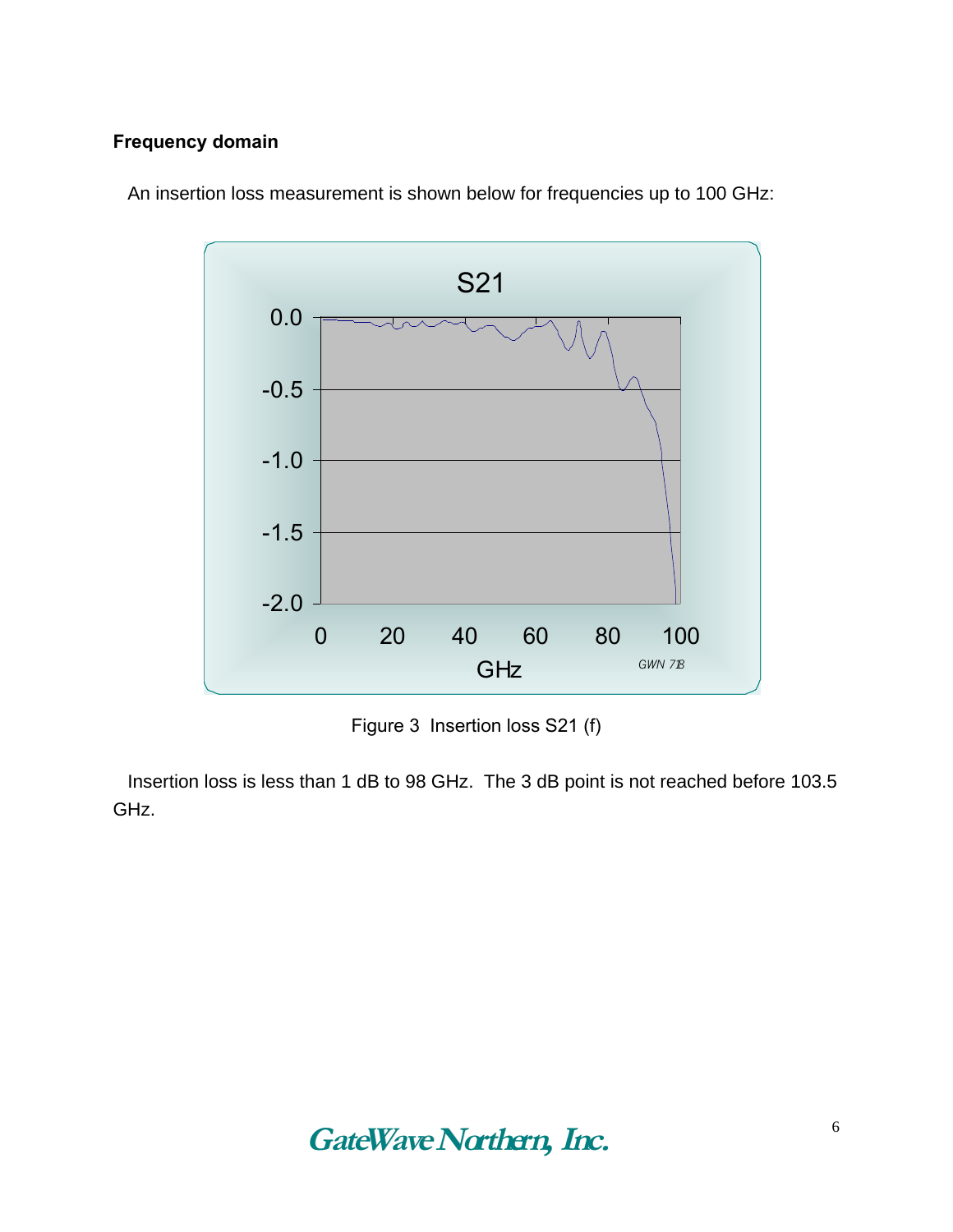### Frequency domain

An insertion loss measurement is shown below for frequencies up to 100 GHz:

Figure 3 Insertion loss S21 (f)

Insertion loss is less than 1 dB to 98 GHz. The 3 dB point is not reached before 103.5 GHz.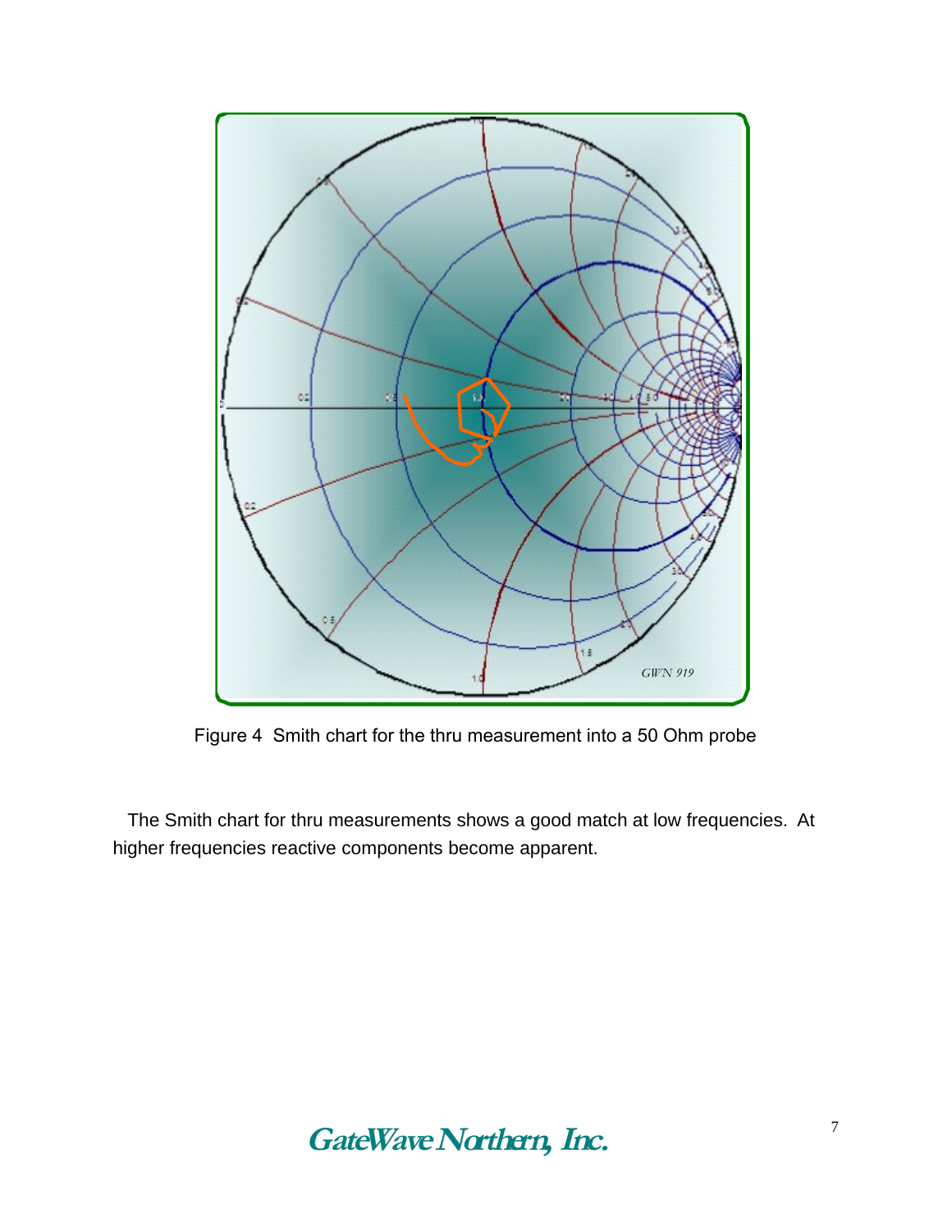Figure 4  Smith chart for the thru measurement into a 50 Ohm probe

The Smith chart for thru measurements shows a good match at low frequencies.  At higher frequencies reactive components become apparent.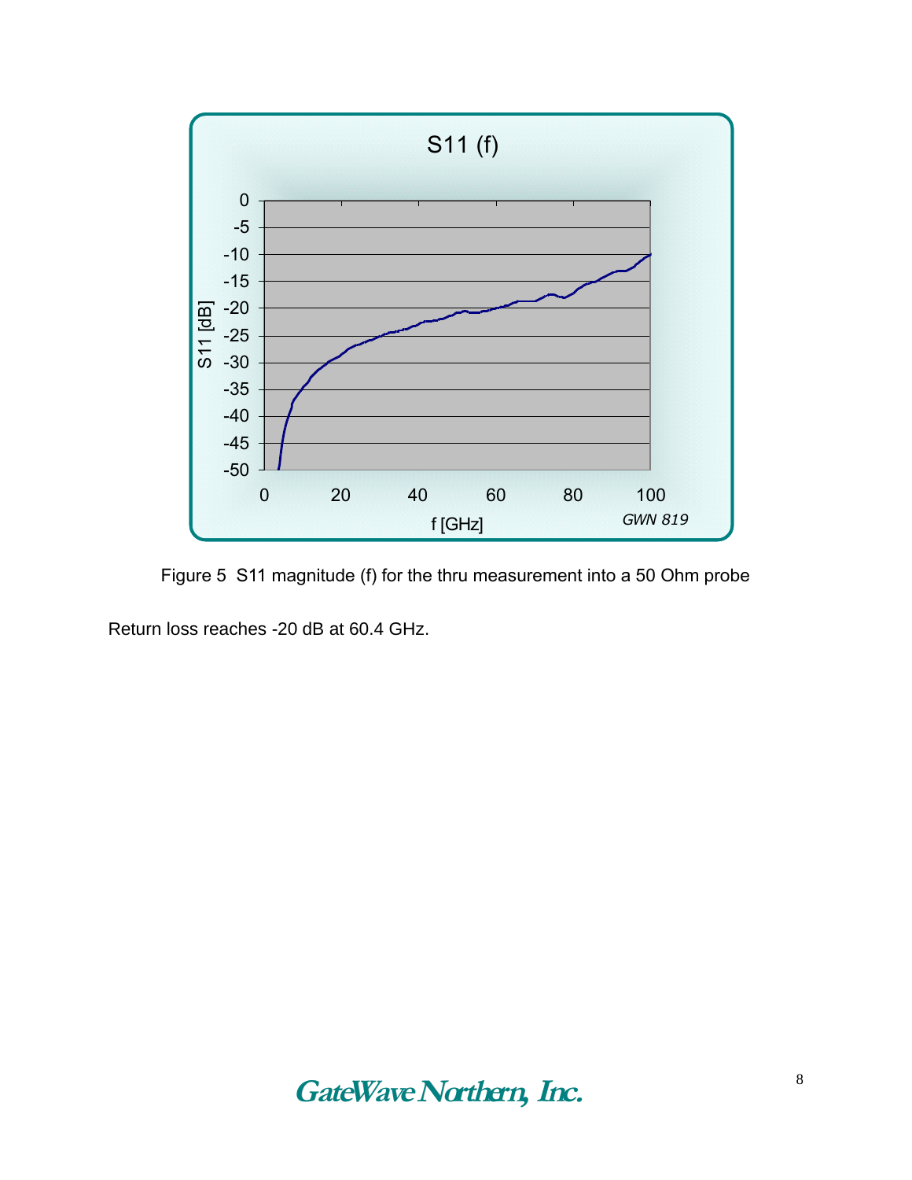Figure 5  S11 magnitude (f) for the thru measurement into a 50 Ohm probe

Return loss reaches -20 dB at 60.4 GHz.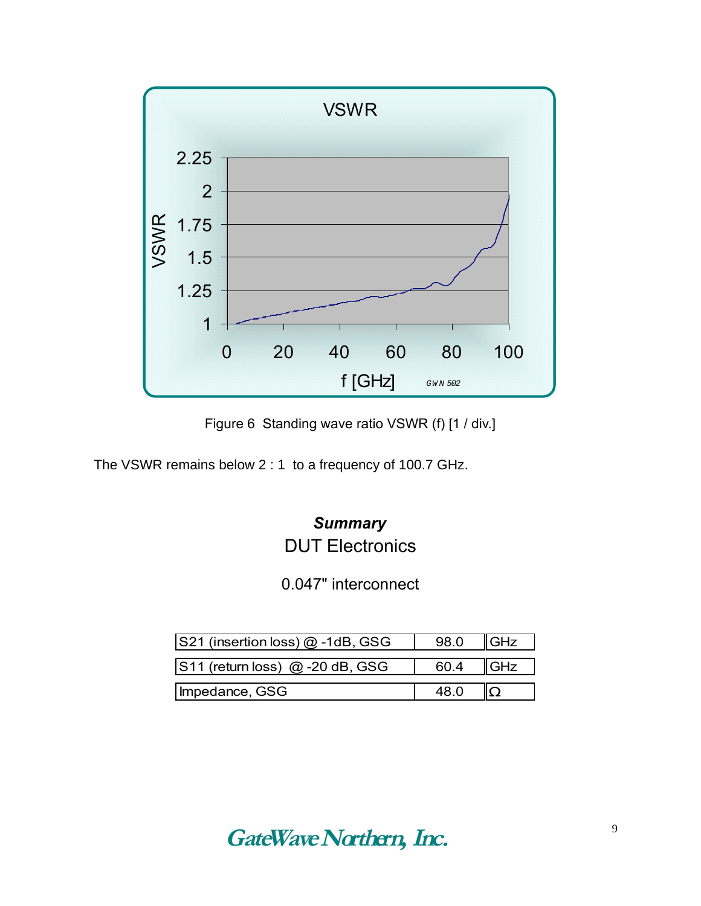VSWR

VSWR

2.25
2
1.75
1.5
1.25
1

0 20 40 60 80 100

f [GHz]

GWN 502

Figure 6 Standing wave ratio VSWR (f) [1 / div.]

The VSWR remains below 2 : 1 to a frequency of 100.7 GHz.

***Summary***

DUT Electronics

0.047" interconnect

| | | |
|---|---|---|
| S21 (insertion loss) @ -1dB, GSG | 98.0 | GHz |
| S11 (return loss) @ -20 dB, GSG | 60.4 | GHz |
| Impedance, GSG | 48.0 | Ω |

GateWave Northern, Inc.